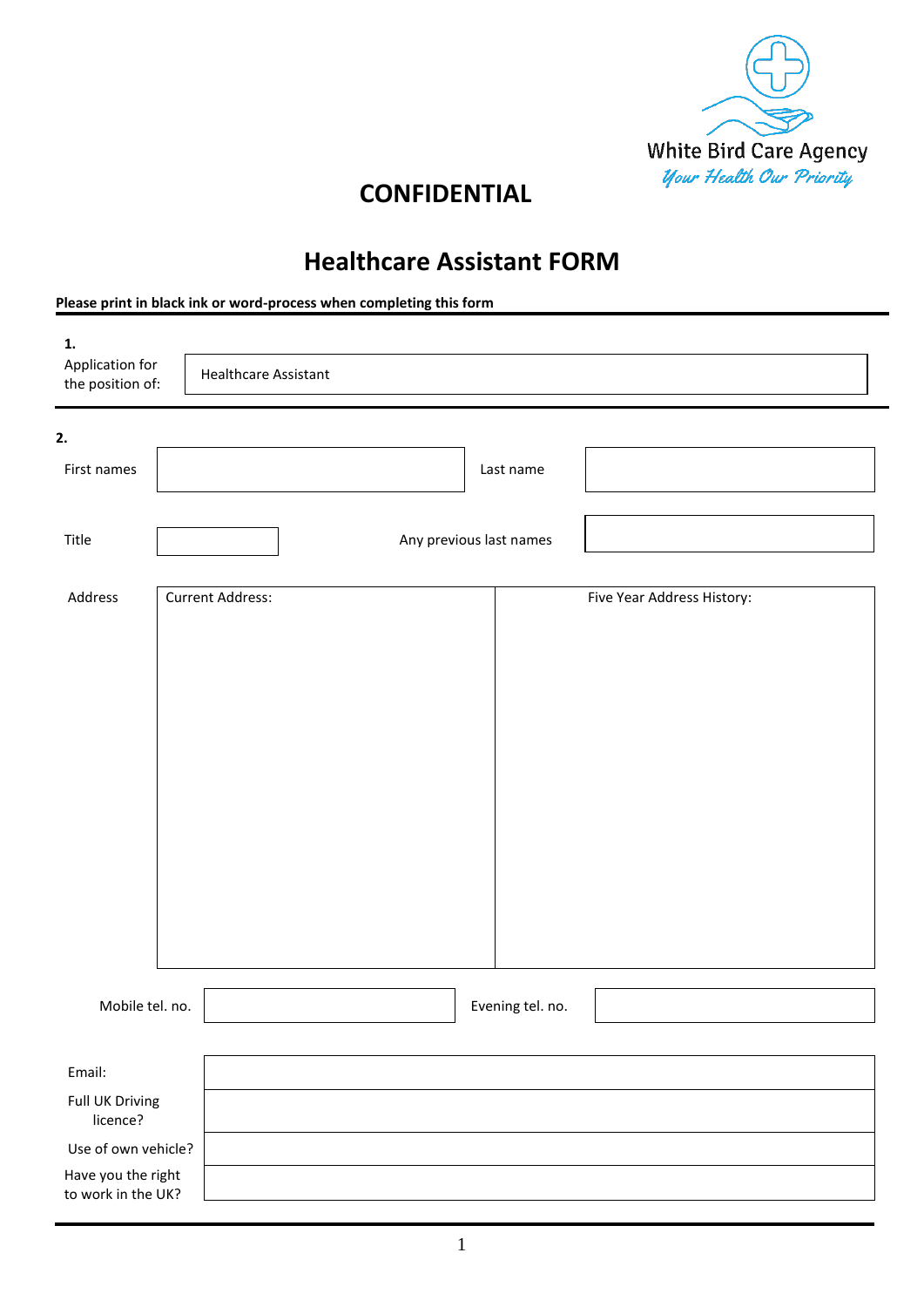White Bird Care Agency
*Your Health Our Priority*

# CONFIDENTIAL

## Healthcare Assistant FORM

**Please print in black ink or word-process when completing this form**

**1.**

| Application for the position of: | Healthcare Assistant |
|---|---|

**2.**

| First names | | Last name | |
|---|---|---|---|
| Title | | Any previous last names | |

| Address | Current Address: | Five Year Address History: |
|---|---|---|
| | | |

| Mobile tel. no. | | Evening tel. no. | |
|---|---|---|---|

| Email: | |
|---|---|
| Full UK Driving licence? | |
| Use of own vehicle? | |
| Have you the right to work in the UK? | |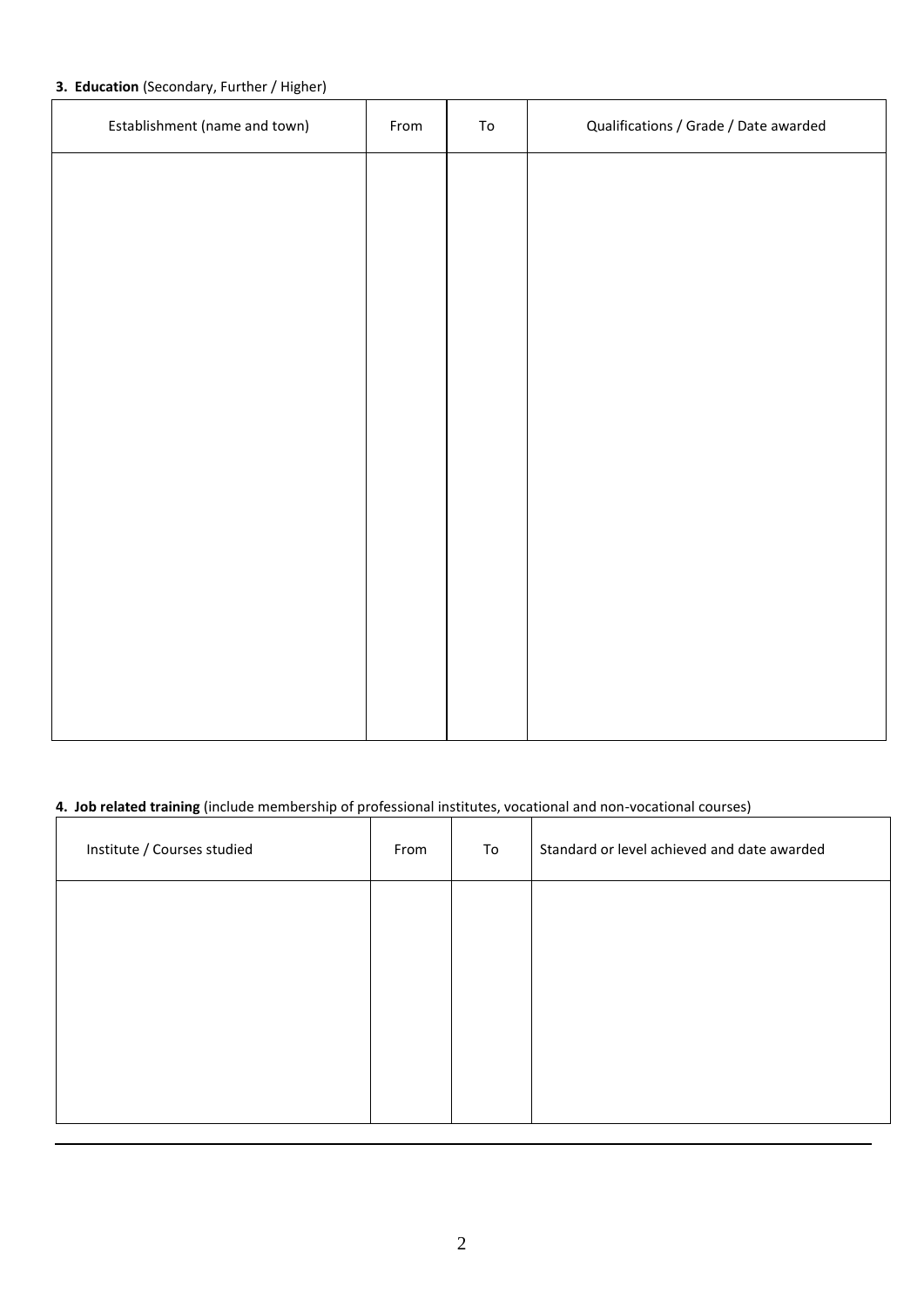**3. Education** (Secondary, Further / Higher)

| Establishment (name and town) | From | To | Qualifications / Grade / Date awarded |
| --- | --- | --- | --- |
| | | | |

**4. Job related training** (include membership of professional institutes, vocational and non-vocational courses)

| Institute / Courses studied | From | To | Standard or level achieved and date awarded |
| --- | --- | --- | --- |
| | | | |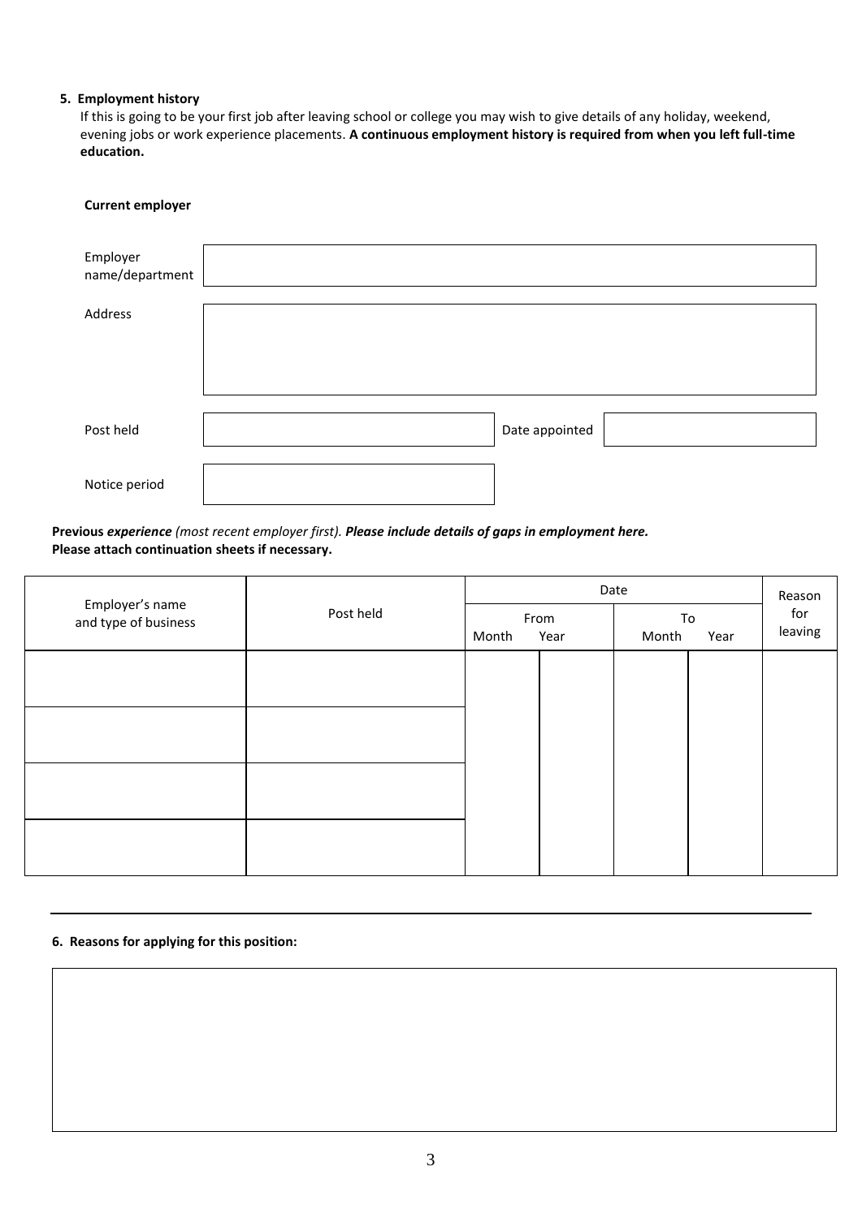## 5. Employment history

If this is going to be your first job after leaving school or college you may wish to give details of any holiday, weekend, evening jobs or work experience placements. **A continuous employment history is required from when you left full-time education.**

**Current employer**

| | | | |
|---|---|---|---|
| Employer name/department | | | |
| Address | | | |
| Post held | | Date appointed | |
| Notice period | | | |

**Previous** ***experience*** *(most recent employer first).* ***Please include details of gaps in employment here.***
**Please attach continuation sheets if necessary.**

| Employer's name and type of business | Post held | Date | | | | Reason for leaving |
|---|---|---|---|---|---|---|
| | | From | | To | | |
| | | Month | Year | Month | Year | |
| | | | | | | |
| | | | | | | |
| | | | | | | |
| | | | | | | |

## 6. Reasons for applying for this position: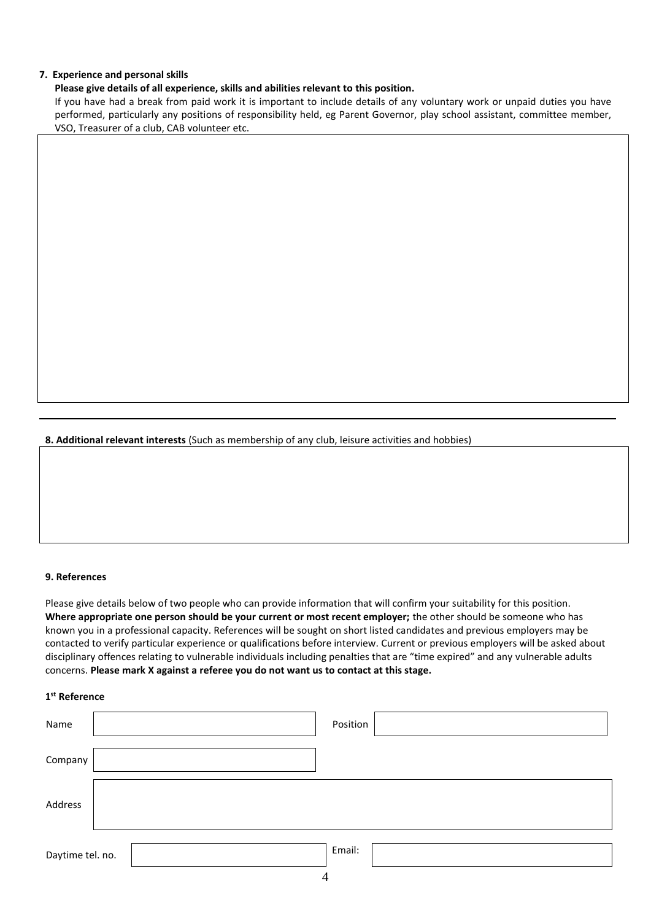**7. Experience and personal skills**

**Please give details of all experience, skills and abilities relevant to this position.**

If you have had a break from paid work it is important to include details of any voluntary work or unpaid duties you have performed, particularly any positions of responsibility held, eg Parent Governor, play school assistant, committee member, VSO, Treasurer of a club, CAB volunteer etc.

**8. Additional relevant interests** (Such as membership of any club, leisure activities and hobbies)

**9. References**

Please give details below of two people who can provide information that will confirm your suitability for this position. **Where appropriate one person should be your current or most recent employer;** the other should be someone who has known you in a professional capacity. References will be sought on short listed candidates and previous employers may be contacted to verify particular experience or qualifications before interview. Current or previous employers will be asked about disciplinary offences relating to vulnerable individuals including penalties that are "time expired" and any vulnerable adults concerns. **Please mark X against a referee you do not want us to contact at this stage.**

**1st Reference**

Name

Position

Company

Address

Daytime tel. no.

Email: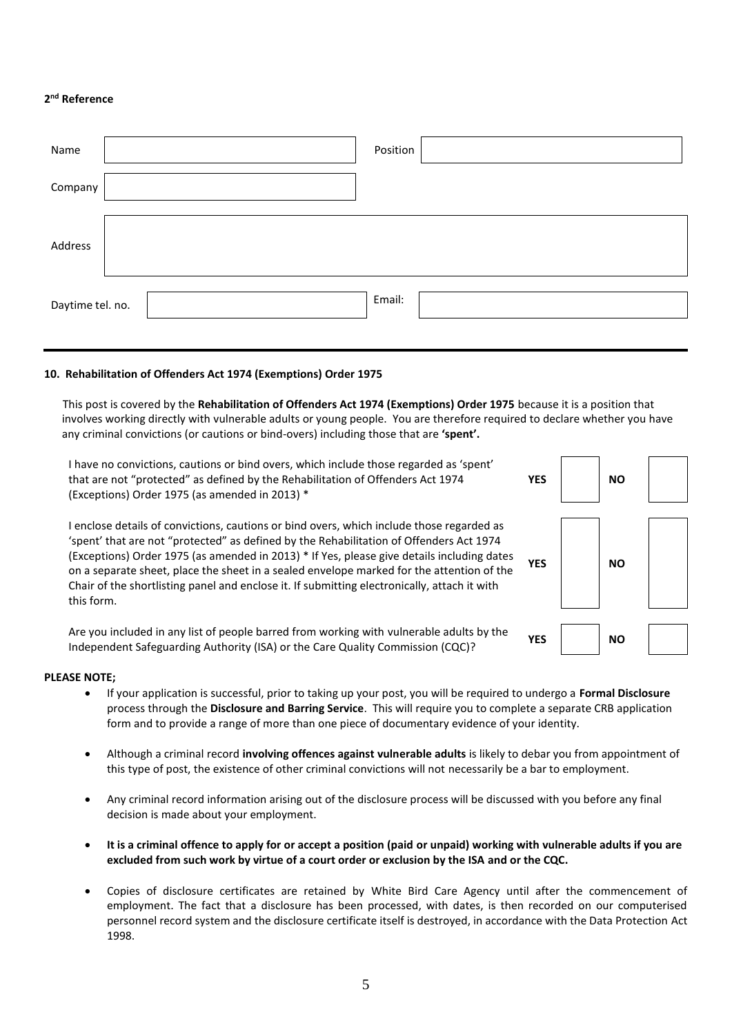**2nd Reference**

| | | | |
|---|---|---|---|
| Name | | Position | |
| Company | | | |
| Address | | | |
| Daytime tel. no. | | Email: | |

---

**10. Rehabilitation of Offenders Act 1974 (Exemptions) Order 1975**

This post is covered by the **Rehabilitation of Offenders Act 1974 (Exemptions) Order 1975** because it is a position that involves working directly with vulnerable adults or young people. You are therefore required to declare whether you have any criminal convictions (or cautions or bind-overs) including those that are **'spent'.**

| | | | | |
|---|---|---|---|---|
| I have no convictions, cautions or bind overs, which include those regarded as 'spent' that are not "protected" as defined by the Rehabilitation of Offenders Act 1974 (Exceptions) Order 1975 (as amended in 2013) * | **YES** | | **NO** | |
| I enclose details of convictions, cautions or bind overs, which include those regarded as 'spent' that are not "protected" as defined by the Rehabilitation of Offenders Act 1974 (Exceptions) Order 1975 (as amended in 2013) * If Yes, please give details including dates on a separate sheet, place the sheet in a sealed envelope marked for the attention of the Chair of the shortlisting panel and enclose it. If submitting electronically, attach it with this form. | **YES** | | **NO** | |
| Are you included in any list of people barred from working with vulnerable adults by the Independent Safeguarding Authority (ISA) or the Care Quality Commission (CQC)? | **YES** | | **NO** | |

**PLEASE NOTE;**

- If your application is successful, prior to taking up your post, you will be required to undergo a **Formal Disclosure** process through the **Disclosure and Barring Service**. This will require you to complete a separate CRB application form and to provide a range of more than one piece of documentary evidence of your identity.

- Although a criminal record **involving offences against vulnerable adults** is likely to debar you from appointment of this type of post, the existence of other criminal convictions will not necessarily be a bar to employment.

- Any criminal record information arising out of the disclosure process will be discussed with you before any final decision is made about your employment.

- **It is a criminal offence to apply for or accept a position (paid or unpaid) working with vulnerable adults if you are excluded from such work by virtue of a court order or exclusion by the ISA and or the CQC.**

- Copies of disclosure certificates are retained by White Bird Care Agency until after the commencement of employment. The fact that a disclosure has been processed, with dates, is then recorded on our computerised personnel record system and the disclosure certificate itself is destroyed, in accordance with the Data Protection Act 1998.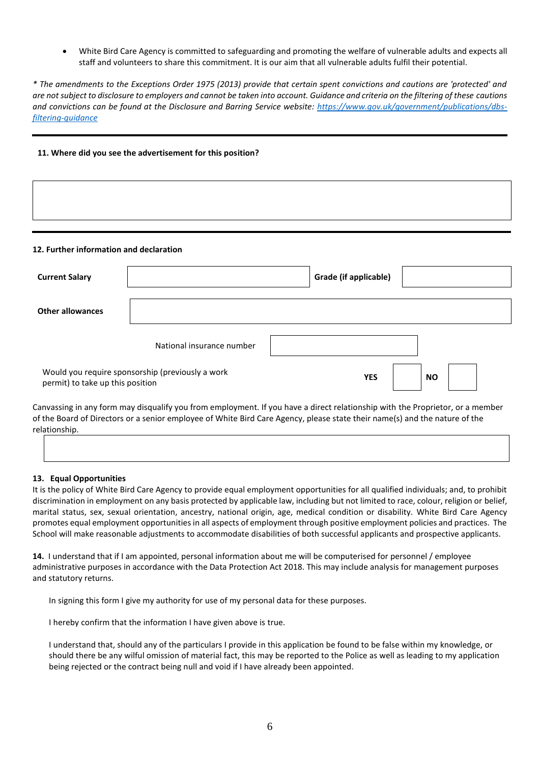- White Bird Care Agency is committed to safeguarding and promoting the welfare of vulnerable adults and expects all staff and volunteers to share this commitment. It is our aim that all vulnerable adults fulfil their potential.

*\* The amendments to the Exceptions Order 1975 (2013) provide that certain spent convictions and cautions are 'protected' and are not subject to disclosure to employers and cannot be taken into account. Guidance and criteria on the filtering of these cautions and convictions can be found at the Disclosure and Barring Service website: [https://www.gov.uk/government/publications/dbs-filtering-guidance](https://www.gov.uk/government/publications/dbs-filtering-guidance)*

---

**11. Where did you see the advertisement for this position?**

| |
|---|
| |

---

**12. Further information and declaration**

| | | | |
|---|---|---|---|
| **Current Salary** | | **Grade (if applicable)** | |
| **Other allowances** | | | |

| | |
|---|---|
| National insurance number | |

| | | | | |
|---|---|---|---|---|
| Would you require sponsorship (previously a work permit) to take up this position | **YES** | | **NO** | |

Canvassing in any form may disqualify you from employment. If you have a direct relationship with the Proprietor, or a member of the Board of Directors or a senior employee of White Bird Care Agency, please state their name(s) and the nature of the relationship.

| |
|---|
| |

**13. Equal Opportunities**

It is the policy of White Bird Care Agency to provide equal employment opportunities for all qualified individuals; and, to prohibit discrimination in employment on any basis protected by applicable law, including but not limited to race, colour, religion or belief, marital status, sex, sexual orientation, ancestry, national origin, age, medical condition or disability. White Bird Care Agency promotes equal employment opportunities in all aspects of employment through positive employment policies and practices. The School will make reasonable adjustments to accommodate disabilities of both successful applicants and prospective applicants.

**14.** I understand that if I am appointed, personal information about me will be computerised for personnel / employee administrative purposes in accordance with the Data Protection Act 2018. This may include analysis for management purposes and statutory returns.

In signing this form I give my authority for use of my personal data for these purposes.

I hereby confirm that the information I have given above is true.

I understand that, should any of the particulars I provide in this application be found to be false within my knowledge, or should there be any wilful omission of material fact, this may be reported to the Police as well as leading to my application being rejected or the contract being null and void if I have already been appointed.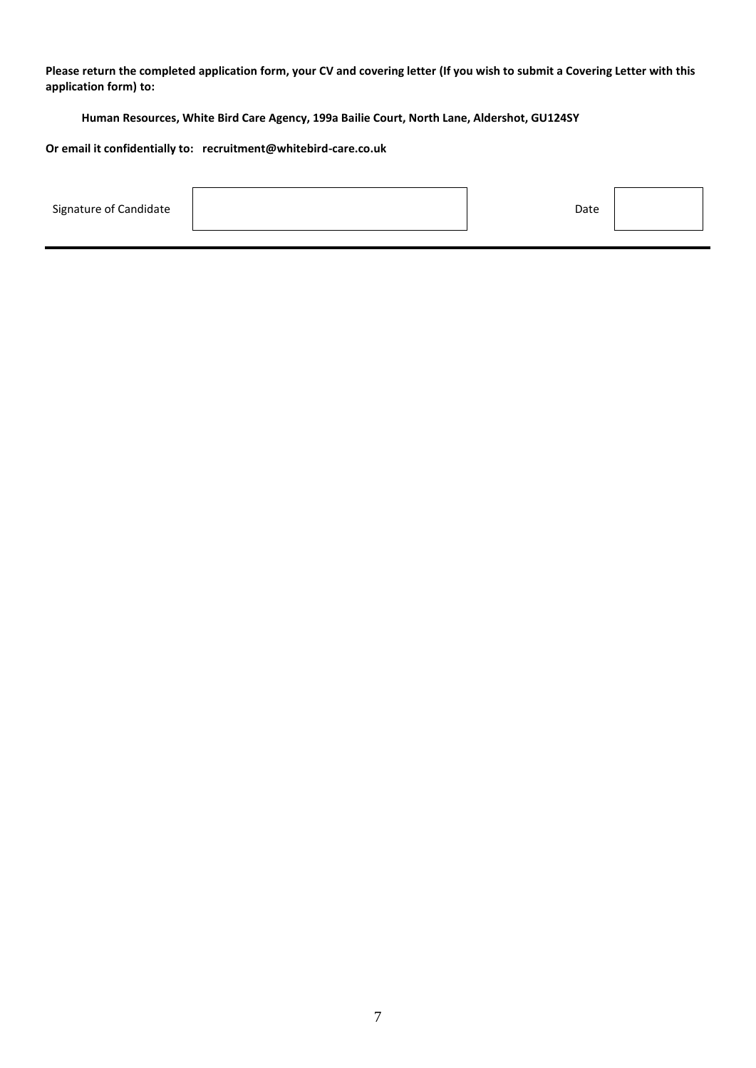**Please return the completed application form, your CV and covering letter (If you wish to submit a Covering Letter with this application form) to:**

**Human Resources, White Bird Care Agency, 199a Bailie Court, North Lane, Aldershot, GU124SY**

**Or email it confidentially to: recruitment@whitebird-care.co.uk**

| | | | |
|---|---|---|---|
| Signature of Candidate | | Date | |